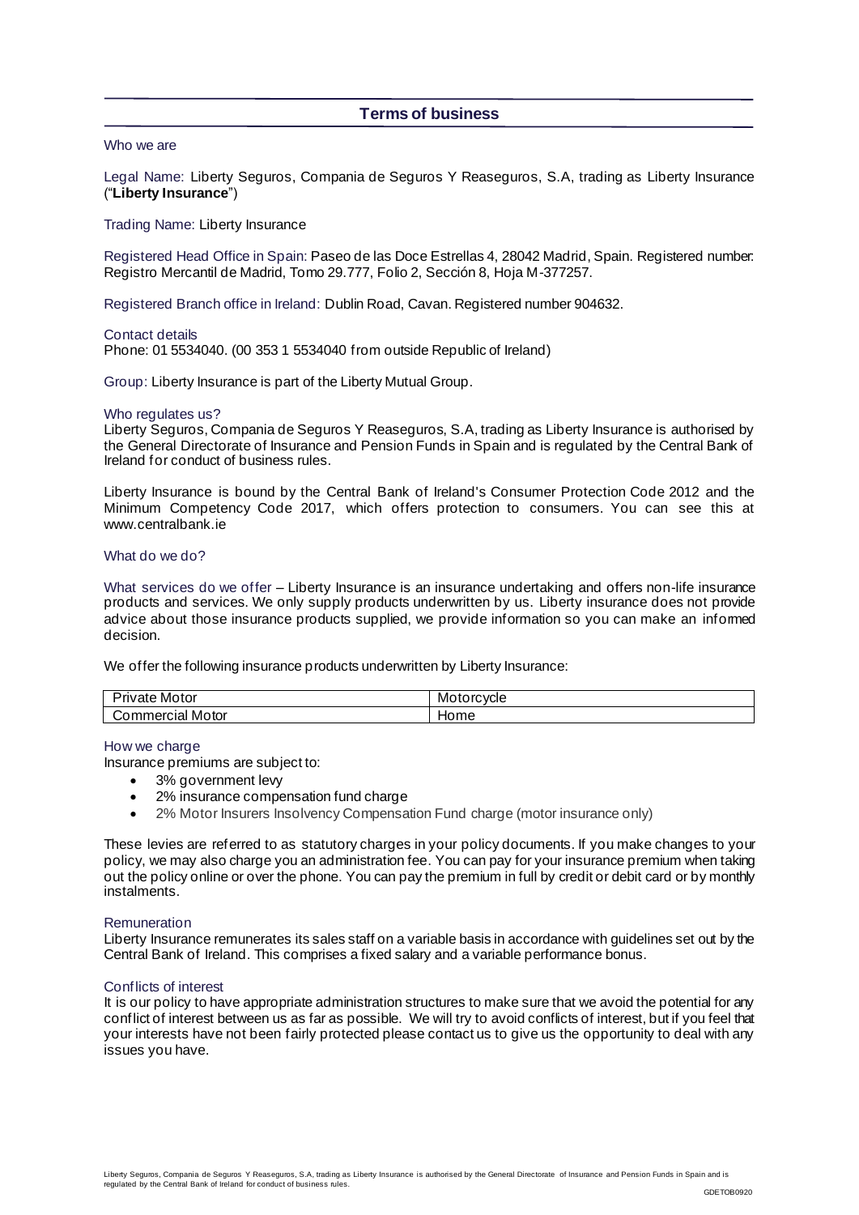# Terms of business

## Who we are

Legal Name: Liberty Seguros, Compania de Seguros Y Reaseguros, S.A, trading as Liberty Insurance ("**Liberty Insurance**")

Trading Name: Liberty Insurance

Registered Head Office in Spain: Paseo de las Doce Estrellas 4, 28042 Madrid, Spain. Registered number: Registro Mercantil de Madrid, Tomo 29.777, Folio 2, Sección 8, Hoja M-377257.

Registered Branch office in Ireland: Dublin Road, Cavan. Registered number 904632.

Contact details
Phone: 01 5534040. (00 353 1 5534040 from outside Republic of Ireland)

Group: Liberty Insurance is part of the Liberty Mutual Group.

## Who regulates us?

Liberty Seguros, Compania de Seguros Y Reaseguros, S.A, trading as Liberty Insurance is authorised by the General Directorate of Insurance and Pension Funds in Spain and is regulated by the Central Bank of Ireland for conduct of business rules.

Liberty Insurance is bound by the Central Bank of Ireland's Consumer Protection Code 2012 and the Minimum Competency Code 2017, which offers protection to consumers. You can see this at www.centralbank.ie

## What do we do?

What services do we offer – Liberty Insurance is an insurance undertaking and offers non-life insurance products and services. We only supply products underwritten by us. Liberty insurance does not provide advice about those insurance products supplied, we provide information so you can make an informed decision.

We offer the following insurance products underwritten by Liberty Insurance:

| Private Motor | Motorcycle |
|---|---|
| Commercial Motor | Home |

## How we charge

Insurance premiums are subject to:

- 3% government levy
- 2% insurance compensation fund charge
- 2% Motor Insurers Insolvency Compensation Fund charge (motor insurance only)

These levies are referred to as statutory charges in your policy documents. If you make changes to your policy, we may also charge you an administration fee. You can pay for your insurance premium when taking out the policy online or over the phone. You can pay the premium in full by credit or debit card or by monthly instalments.

## Remuneration

Liberty Insurance remunerates its sales staff on a variable basis in accordance with guidelines set out by the Central Bank of Ireland. This comprises a fixed salary and a variable performance bonus.

## Conflicts of interest

It is our policy to have appropriate administration structures to make sure that we avoid the potential for any conflict of interest between us as far as possible. We will try to avoid conflicts of interest, but if you feel that your interests have not been fairly protected please contact us to give us the opportunity to deal with any issues you have.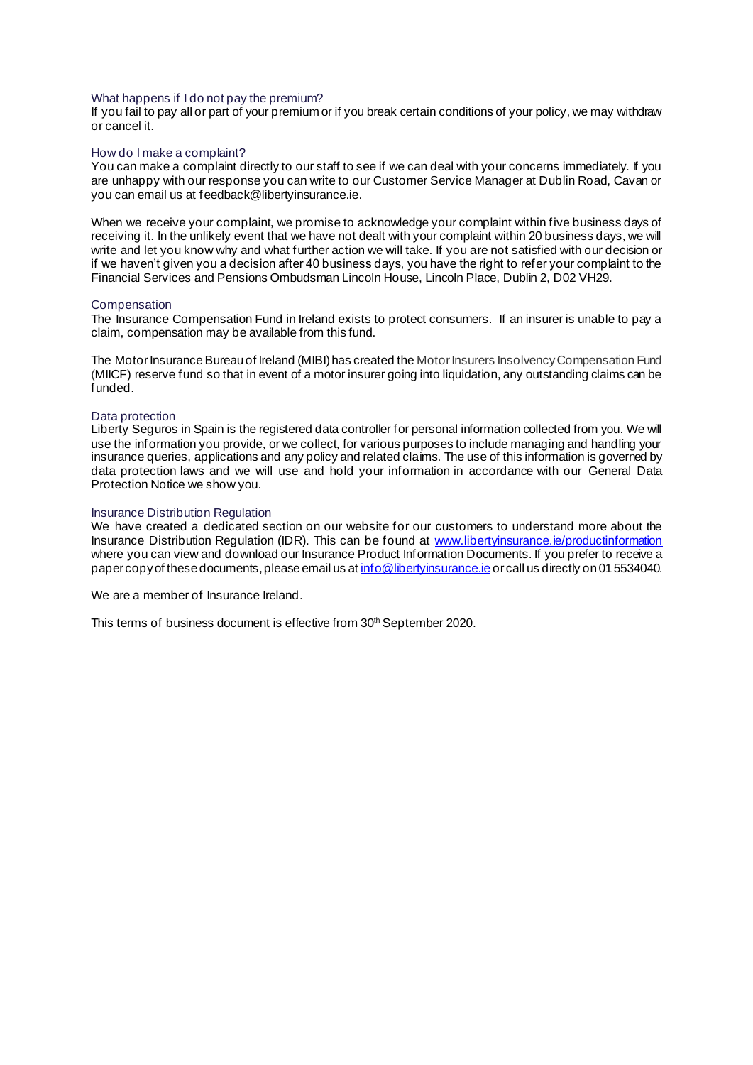### What happens if I do not pay the premium?

If you fail to pay all or part of your premium or if you break certain conditions of your policy, we may withdraw or cancel it.

### How do I make a complaint?

You can make a complaint directly to our staff to see if we can deal with your concerns immediately. If you are unhappy with our response you can write to our Customer Service Manager at Dublin Road, Cavan or you can email us at feedback@libertyinsurance.ie.

When we receive your complaint, we promise to acknowledge your complaint within five business days of receiving it. In the unlikely event that we have not dealt with your complaint within 20 business days, we will write and let you know why and what further action we will take. If you are not satisfied with our decision or if we haven't given you a decision after 40 business days, you have the right to refer your complaint to the Financial Services and Pensions Ombudsman Lincoln House, Lincoln Place, Dublin 2, D02 VH29.

### Compensation

The Insurance Compensation Fund in Ireland exists to protect consumers. If an insurer is unable to pay a claim, compensation may be available from this fund.

The Motor Insurance Bureau of Ireland (MIBI) has created the Motor Insurers Insolvency Compensation Fund (MIICF) reserve fund so that in event of a motor insurer going into liquidation, any outstanding claims can be funded.

### Data protection

Liberty Seguros in Spain is the registered data controller for personal information collected from you. We will use the information you provide, or we collect, for various purposes to include managing and handling your insurance queries, applications and any policy and related claims. The use of this information is governed by data protection laws and we will use and hold your information in accordance with our General Data Protection Notice we show you.

### Insurance Distribution Regulation

We have created a dedicated section on our website for our customers to understand more about the Insurance Distribution Regulation (IDR). This can be found at [www.libertyinsurance.ie/productinformation](http://www.libertyinsurance.ie/productinformation) where you can view and download our Insurance Product Information Documents. If you prefer to receive a paper copy of these documents, please email us at [info@libertyinsurance.ie](mailto:info@libertyinsurance.ie) or call us directly on 01 5534040.

We are a member of Insurance Ireland.

This terms of business document is effective from 30th September 2020.